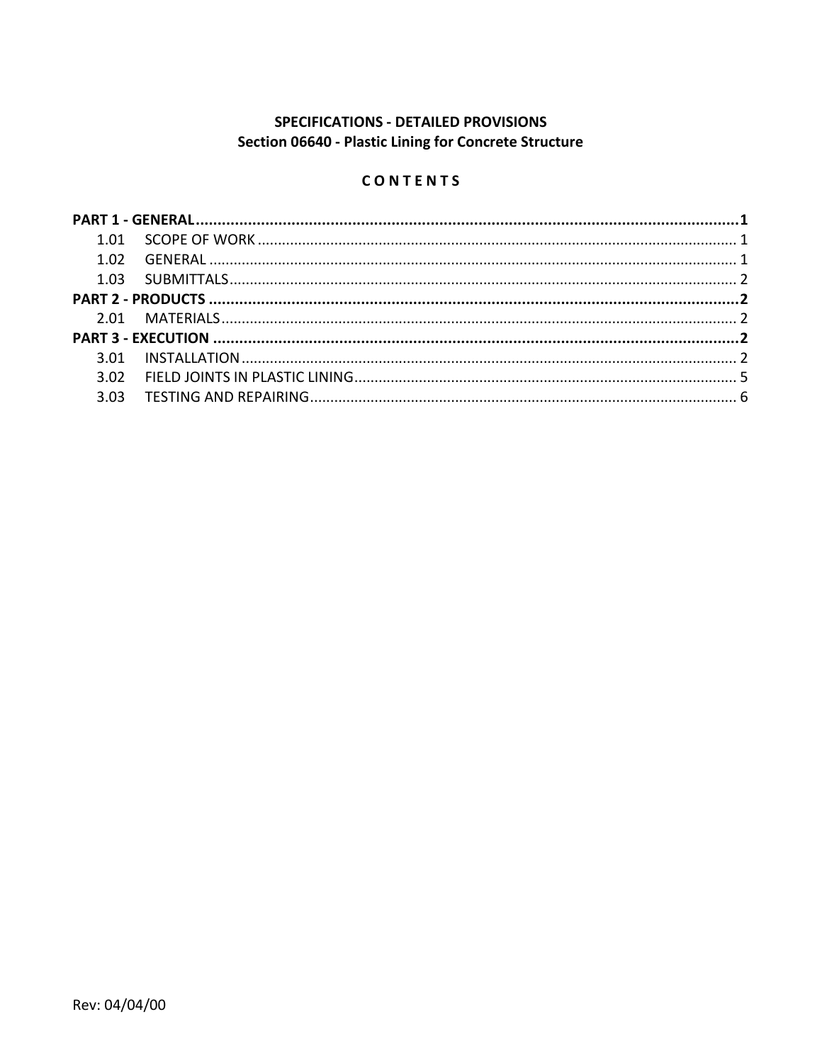**SPECIFICATIONS - DETAILED PROVISIONS**
**Section 06640 - Plastic Lining for Concrete Structure**

**C O N T E N T S**

**PART 1 - GENERAL ............................................................................................................................1**
- 1.01 SCOPE OF WORK ........................................................................................................... 1
- 1.02 GENERAL ........................................................................................................................ 1
- 1.03 SUBMITTALS .................................................................................................................. 2

**PART 2 - PRODUCTS ..........................................................................................................................2**
- 2.01 MATERIALS ..................................................................................................................... 2

**PART 3 - EXECUTION .........................................................................................................................2**
- 3.01 INSTALLATION ................................................................................................................ 2
- 3.02 FIELD JOINTS IN PLASTIC LINING ................................................................................. 5
- 3.03 TESTING AND REPAIRING .............................................................................................. 6

Rev: 04/04/00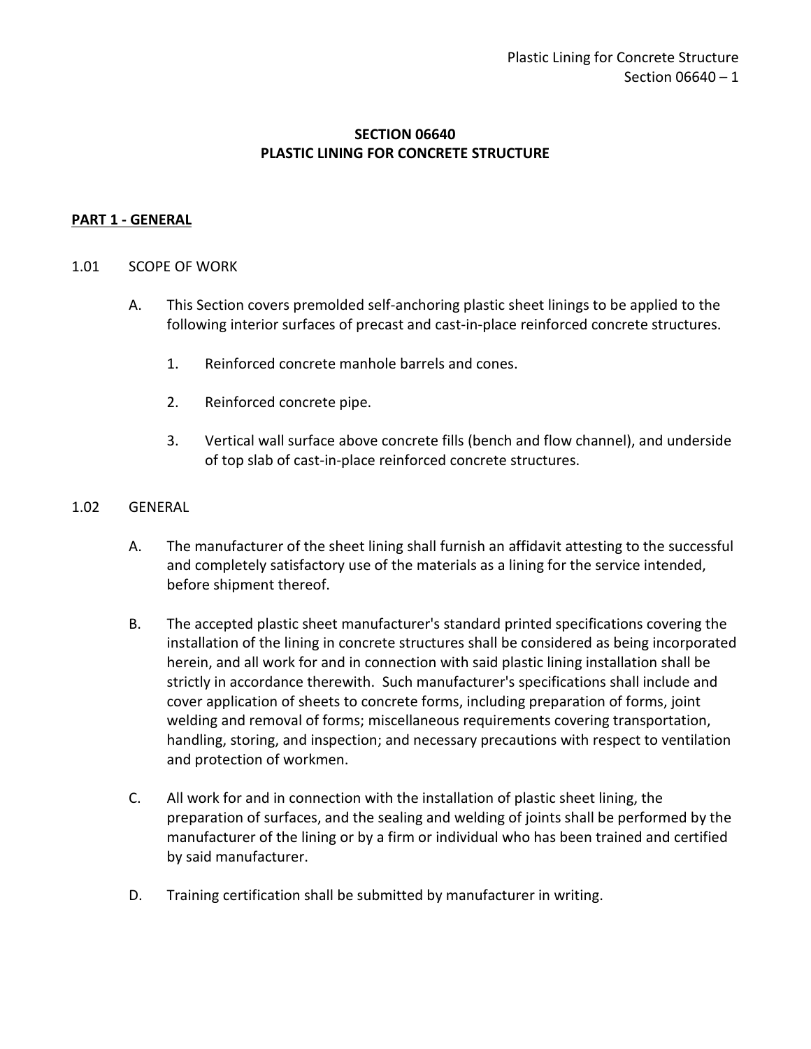# SECTION 06640
# PLASTIC LINING FOR CONCRETE STRUCTURE

## PART 1 - GENERAL

### 1.01 SCOPE OF WORK

A. This Section covers premolded self-anchoring plastic sheet linings to be applied to the following interior surfaces of precast and cast-in-place reinforced concrete structures.

1. Reinforced concrete manhole barrels and cones.
2. Reinforced concrete pipe.
3. Vertical wall surface above concrete fills (bench and flow channel), and underside of top slab of cast-in-place reinforced concrete structures.

### 1.02 GENERAL

A. The manufacturer of the sheet lining shall furnish an affidavit attesting to the successful and completely satisfactory use of the materials as a lining for the service intended, before shipment thereof.

B. The accepted plastic sheet manufacturer's standard printed specifications covering the installation of the lining in concrete structures shall be considered as being incorporated herein, and all work for and in connection with said plastic lining installation shall be strictly in accordance therewith. Such manufacturer's specifications shall include and cover application of sheets to concrete forms, including preparation of forms, joint welding and removal of forms; miscellaneous requirements covering transportation, handling, storing, and inspection; and necessary precautions with respect to ventilation and protection of workmen.

C. All work for and in connection with the installation of plastic sheet lining, the preparation of surfaces, and the sealing and welding of joints shall be performed by the manufacturer of the lining or by a firm or individual who has been trained and certified by said manufacturer.

D. Training certification shall be submitted by manufacturer in writing.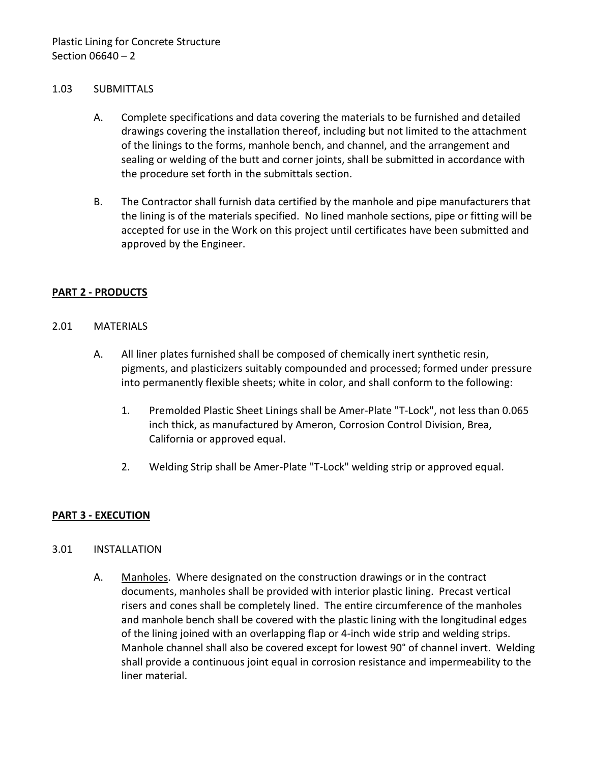### 1.03 SUBMITTALS

A. Complete specifications and data covering the materials to be furnished and detailed drawings covering the installation thereof, including but not limited to the attachment of the linings to the forms, manhole bench, and channel, and the arrangement and sealing or welding of the butt and corner joints, shall be submitted in accordance with the procedure set forth in the submittals section.

B. The Contractor shall furnish data certified by the manhole and pipe manufacturers that the lining is of the materials specified. No lined manhole sections, pipe or fitting will be accepted for use in the Work on this project until certificates have been submitted and approved by the Engineer.

## PART 2 - PRODUCTS

### 2.01 MATERIALS

A. All liner plates furnished shall be composed of chemically inert synthetic resin, pigments, and plasticizers suitably compounded and processed; formed under pressure into permanently flexible sheets; white in color, and shall conform to the following:

1. Premolded Plastic Sheet Linings shall be Amer-Plate "T-Lock", not less than 0.065 inch thick, as manufactured by Ameron, Corrosion Control Division, Brea, California or approved equal.

2. Welding Strip shall be Amer-Plate "T-Lock" welding strip or approved equal.

## PART 3 - EXECUTION

### 3.01 INSTALLATION

A. Manholes. Where designated on the construction drawings or in the contract documents, manholes shall be provided with interior plastic lining. Precast vertical risers and cones shall be completely lined. The entire circumference of the manholes and manhole bench shall be covered with the plastic lining with the longitudinal edges of the lining joined with an overlapping flap or 4-inch wide strip and welding strips. Manhole channel shall also be covered except for lowest 90° of channel invert. Welding shall provide a continuous joint equal in corrosion resistance and impermeability to the liner material.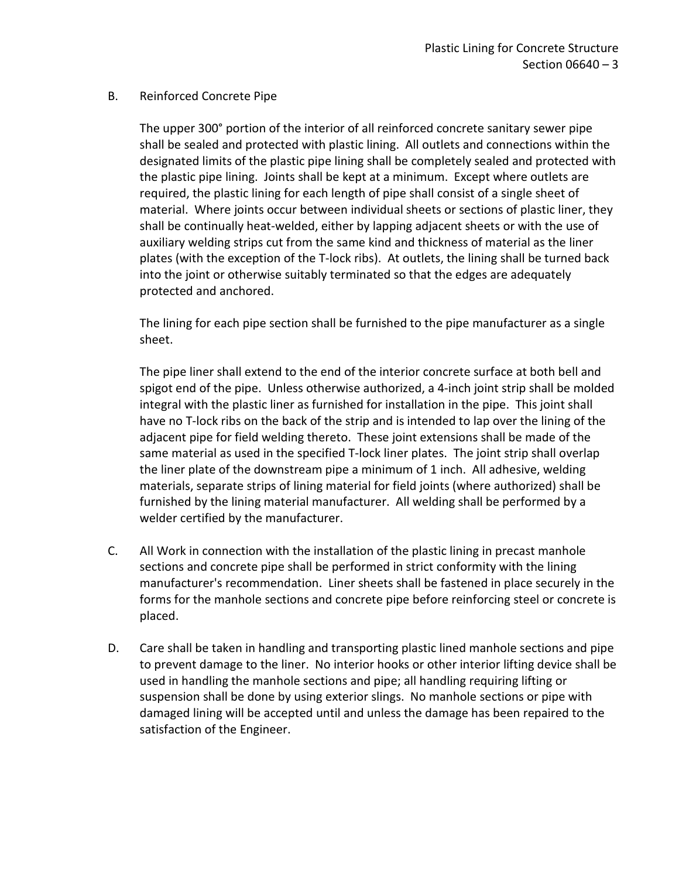B. Reinforced Concrete Pipe

   The upper 300° portion of the interior of all reinforced concrete sanitary sewer pipe shall be sealed and protected with plastic lining. All outlets and connections within the designated limits of the plastic pipe lining shall be completely sealed and protected with the plastic pipe lining. Joints shall be kept at a minimum. Except where outlets are required, the plastic lining for each length of pipe shall consist of a single sheet of material. Where joints occur between individual sheets or sections of plastic liner, they shall be continually heat-welded, either by lapping adjacent sheets or with the use of auxiliary welding strips cut from the same kind and thickness of material as the liner plates (with the exception of the T-lock ribs). At outlets, the lining shall be turned back into the joint or otherwise suitably terminated so that the edges are adequately protected and anchored.

   The lining for each pipe section shall be furnished to the pipe manufacturer as a single sheet.

   The pipe liner shall extend to the end of the interior concrete surface at both bell and spigot end of the pipe. Unless otherwise authorized, a 4-inch joint strip shall be molded integral with the plastic liner as furnished for installation in the pipe. This joint shall have no T-lock ribs on the back of the strip and is intended to lap over the lining of the adjacent pipe for field welding thereto. These joint extensions shall be made of the same material as used in the specified T-lock liner plates. The joint strip shall overlap the liner plate of the downstream pipe a minimum of 1 inch. All adhesive, welding materials, separate strips of lining material for field joints (where authorized) shall be furnished by the lining material manufacturer. All welding shall be performed by a welder certified by the manufacturer.

C. All Work in connection with the installation of the plastic lining in precast manhole sections and concrete pipe shall be performed in strict conformity with the lining manufacturer's recommendation. Liner sheets shall be fastened in place securely in the forms for the manhole sections and concrete pipe before reinforcing steel or concrete is placed.

D. Care shall be taken in handling and transporting plastic lined manhole sections and pipe to prevent damage to the liner. No interior hooks or other interior lifting device shall be used in handling the manhole sections and pipe; all handling requiring lifting or suspension shall be done by using exterior slings. No manhole sections or pipe with damaged lining will be accepted until and unless the damage has been repaired to the satisfaction of the Engineer.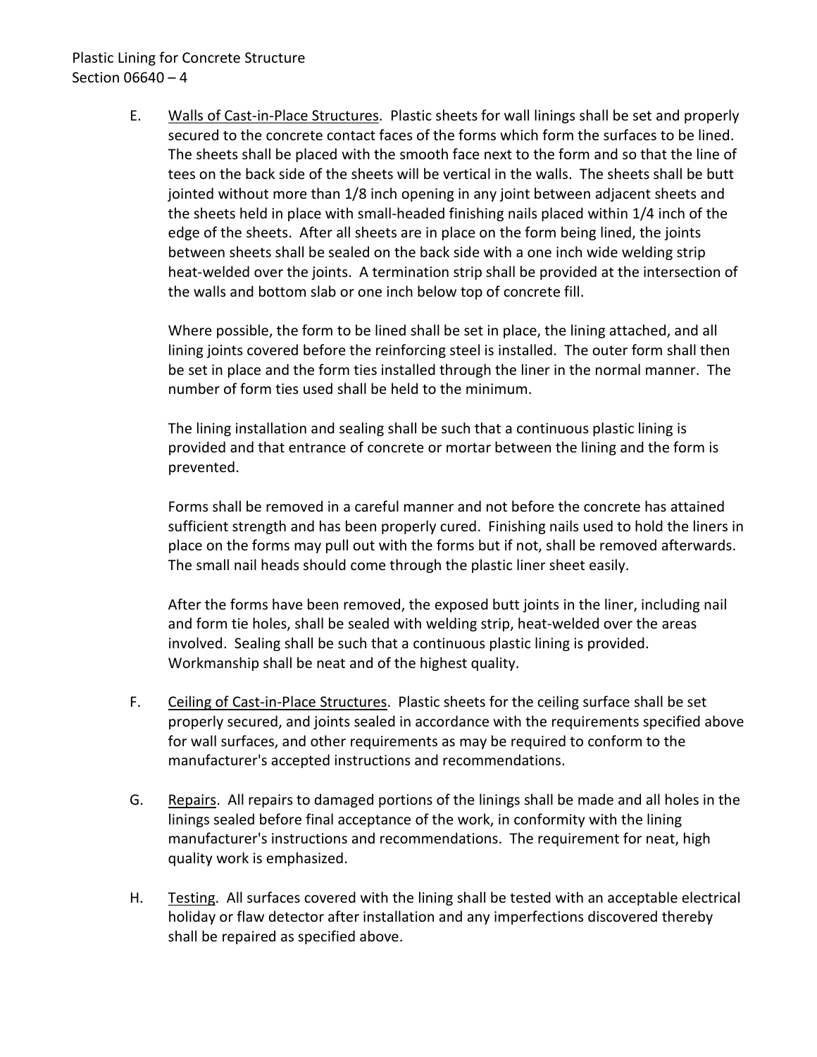E. Walls of Cast-in-Place Structures. Plastic sheets for wall linings shall be set and properly secured to the concrete contact faces of the forms which form the surfaces to be lined. The sheets shall be placed with the smooth face next to the form and so that the line of tees on the back side of the sheets will be vertical in the walls. The sheets shall be butt jointed without more than 1/8 inch opening in any joint between adjacent sheets and the sheets held in place with small-headed finishing nails placed within 1/4 inch of the edge of the sheets. After all sheets are in place on the form being lined, the joints between sheets shall be sealed on the back side with a one inch wide welding strip heat-welded over the joints. A termination strip shall be provided at the intersection of the walls and bottom slab or one inch below top of concrete fill.

   Where possible, the form to be lined shall be set in place, the lining attached, and all lining joints covered before the reinforcing steel is installed. The outer form shall then be set in place and the form ties installed through the liner in the normal manner. The number of form ties used shall be held to the minimum.

   The lining installation and sealing shall be such that a continuous plastic lining is provided and that entrance of concrete or mortar between the lining and the form is prevented.

   Forms shall be removed in a careful manner and not before the concrete has attained sufficient strength and has been properly cured. Finishing nails used to hold the liners in place on the forms may pull out with the forms but if not, shall be removed afterwards. The small nail heads should come through the plastic liner sheet easily.

   After the forms have been removed, the exposed butt joints in the liner, including nail and form tie holes, shall be sealed with welding strip, heat-welded over the areas involved. Sealing shall be such that a continuous plastic lining is provided. Workmanship shall be neat and of the highest quality.

F. Ceiling of Cast-in-Place Structures. Plastic sheets for the ceiling surface shall be set properly secured, and joints sealed in accordance with the requirements specified above for wall surfaces, and other requirements as may be required to conform to the manufacturer's accepted instructions and recommendations.

G. Repairs. All repairs to damaged portions of the linings shall be made and all holes in the linings sealed before final acceptance of the work, in conformity with the lining manufacturer's instructions and recommendations. The requirement for neat, high quality work is emphasized.

H. Testing. All surfaces covered with the lining shall be tested with an acceptable electrical holiday or flaw detector after installation and any imperfections discovered thereby shall be repaired as specified above.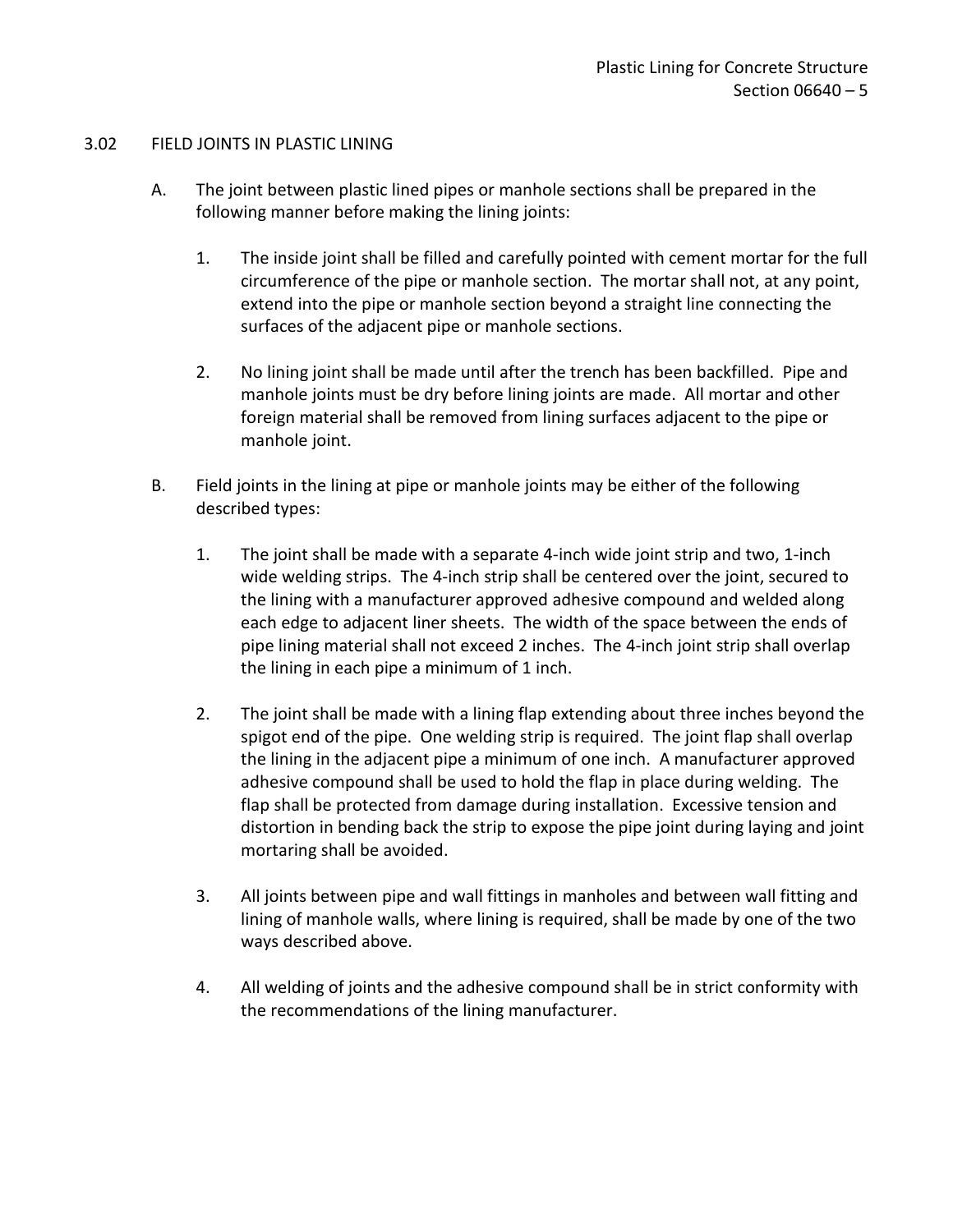## 3.02 FIELD JOINTS IN PLASTIC LINING

A. The joint between plastic lined pipes or manhole sections shall be prepared in the following manner before making the lining joints:

   1. The inside joint shall be filled and carefully pointed with cement mortar for the full circumference of the pipe or manhole section. The mortar shall not, at any point, extend into the pipe or manhole section beyond a straight line connecting the surfaces of the adjacent pipe or manhole sections.

   2. No lining joint shall be made until after the trench has been backfilled. Pipe and manhole joints must be dry before lining joints are made. All mortar and other foreign material shall be removed from lining surfaces adjacent to the pipe or manhole joint.

B. Field joints in the lining at pipe or manhole joints may be either of the following described types:

   1. The joint shall be made with a separate 4-inch wide joint strip and two, 1-inch wide welding strips. The 4-inch strip shall be centered over the joint, secured to the lining with a manufacturer approved adhesive compound and welded along each edge to adjacent liner sheets. The width of the space between the ends of pipe lining material shall not exceed 2 inches. The 4-inch joint strip shall overlap the lining in each pipe a minimum of 1 inch.

   2. The joint shall be made with a lining flap extending about three inches beyond the spigot end of the pipe. One welding strip is required. The joint flap shall overlap the lining in the adjacent pipe a minimum of one inch. A manufacturer approved adhesive compound shall be used to hold the flap in place during welding. The flap shall be protected from damage during installation. Excessive tension and distortion in bending back the strip to expose the pipe joint during laying and joint mortaring shall be avoided.

   3. All joints between pipe and wall fittings in manholes and between wall fitting and lining of manhole walls, where lining is required, shall be made by one of the two ways described above.

   4. All welding of joints and the adhesive compound shall be in strict conformity with the recommendations of the lining manufacturer.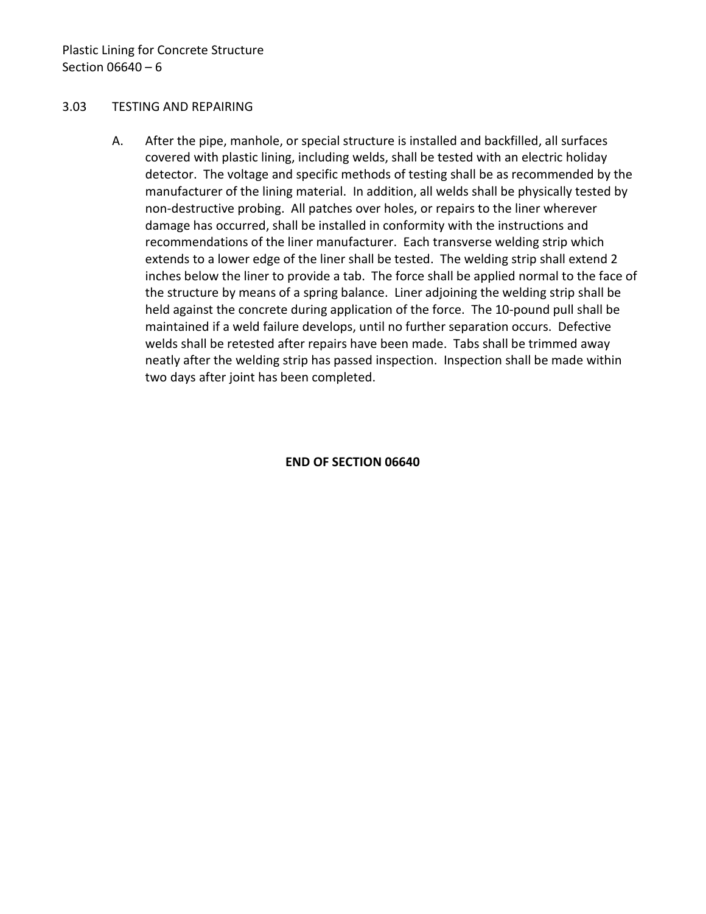## 3.03 TESTING AND REPAIRING

A. After the pipe, manhole, or special structure is installed and backfilled, all surfaces covered with plastic lining, including welds, shall be tested with an electric holiday detector. The voltage and specific methods of testing shall be as recommended by the manufacturer of the lining material. In addition, all welds shall be physically tested by non-destructive probing. All patches over holes, or repairs to the liner wherever damage has occurred, shall be installed in conformity with the instructions and recommendations of the liner manufacturer. Each transverse welding strip which extends to a lower edge of the liner shall be tested. The welding strip shall extend 2 inches below the liner to provide a tab. The force shall be applied normal to the face of the structure by means of a spring balance. Liner adjoining the welding strip shall be held against the concrete during application of the force. The 10-pound pull shall be maintained if a weld failure develops, until no further separation occurs. Defective welds shall be retested after repairs have been made. Tabs shall be trimmed away neatly after the welding strip has passed inspection. Inspection shall be made within two days after joint has been completed.

**END OF SECTION 06640**